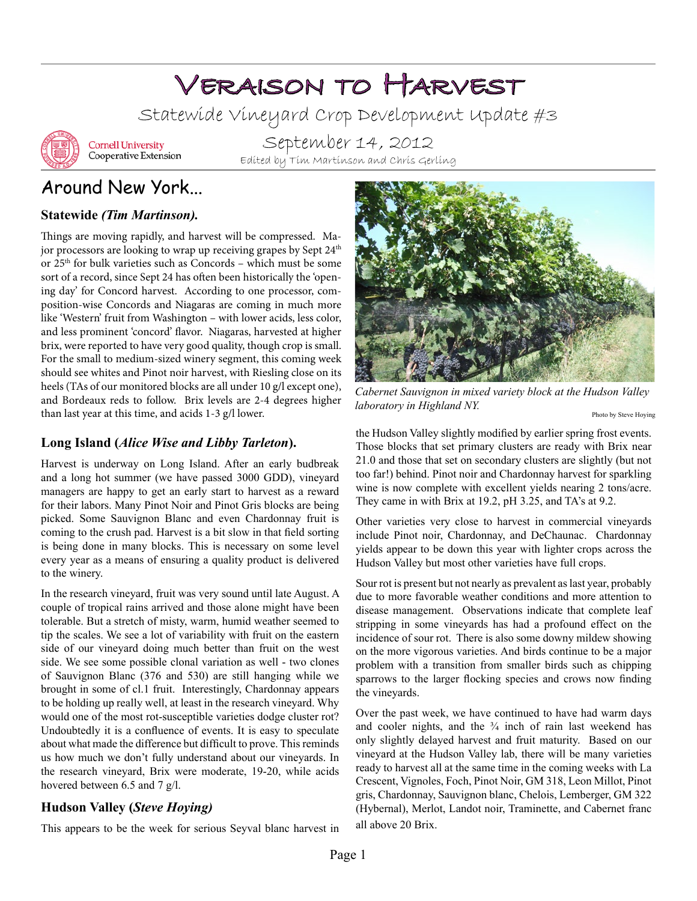# Veraison to Harvest

Statewide Vineyard Crop Development Update #3

Cornell University Cooperative Extension

September 14, 2012

Edited by Tim Martinson and Chris Gerling

## Around New York...

### Statewide *(Tim Martinson).*

Things are moving rapidly, and harvest will be compressed. Major processors are looking to wrap up receiving grapes by Sept 24th or 25th for bulk varieties such as Concords – which must be some sort of a record, since Sept 24 has often been historically the 'opening day' for Concord harvest. According to one processor, composition-wise Concords and Niagaras are coming in much more like 'Western' fruit from Washington – with lower acids, less color, and less prominent 'concord' flavor. Niagaras, harvested at higher brix, were reported to have very good quality, though crop is small. For the small to medium-sized winery segment, this coming week should see whites and Pinot noir harvest, with Riesling close on its heels (TAs of our monitored blocks are all under 10 g/l except one), and Bordeaux reds to follow. Brix levels are 2-4 degrees higher than last year at this time, and acids 1-3 g/l lower.

### Long Island (*Alice Wise and Libby Tarleton*).

Harvest is underway on Long Island. After an early budbreak and a long hot summer (we have passed 3000 GDD), vineyard managers are happy to get an early start to harvest as a reward for their labors. Many Pinot Noir and Pinot Gris blocks are being picked. Some Sauvignon Blanc and even Chardonnay fruit is coming to the crush pad. Harvest is a bit slow in that field sorting is being done in many blocks. This is necessary on some level every year as a means of ensuring a quality product is delivered to the winery.

In the research vineyard, fruit was very sound until late August. A couple of tropical rains arrived and those alone might have been tolerable. But a stretch of misty, warm, humid weather seemed to tip the scales. We see a lot of variability with fruit on the eastern side of our vineyard doing much better than fruit on the west side. We see some possible clonal variation as well - two clones of Sauvignon Blanc (376 and 530) are still hanging while we brought in some of cl.1 fruit. Interestingly, Chardonnay appears to be holding up really well, at least in the research vineyard. Why would one of the most rot-susceptible varieties dodge cluster rot? Undoubtedly it is a confluence of events. It is easy to speculate about what made the difference but difficult to prove. This reminds us how much we don't fully understand about our vineyards. In the research vineyard, Brix were moderate, 19-20, while acids hovered between 6.5 and 7 g/l.

### Hudson Valley (*Steve Hoying)*

This appears to be the week for serious Seyval blanc harvest in the Hudson Valley slightly modified by earlier spring frost events. Those blocks that set primary clusters are ready with Brix near 21.0 and those that set on secondary clusters are slightly (but not too far!) behind. Pinot noir and Chardonnay harvest for sparkling wine is now complete with excellent yields nearing 2 tons/acre. They came in with Brix at 19.2, pH 3.25, and TA's at 9.2.

*Cabernet Sauvignon in mixed variety block at the Hudson Valley laboratory in Highland NY.*

Photo by Steve Hoying

Other varieties very close to harvest in commercial vineyards include Pinot noir, Chardonnay, and DeChaunac. Chardonnay yields appear to be down this year with lighter crops across the Hudson Valley but most other varieties have full crops.

Sour rot is present but not nearly as prevalent as last year, probably due to more favorable weather conditions and more attention to disease management. Observations indicate that complete leaf stripping in some vineyards has had a profound effect on the incidence of sour rot. There is also some downy mildew showing on the more vigorous varieties. And birds continue to be a major problem with a transition from smaller birds such as chipping sparrows to the larger flocking species and crows now finding the vineyards.

Over the past week, we have continued to have had warm days and cooler nights, and the ¾ inch of rain last weekend has only slightly delayed harvest and fruit maturity. Based on our vineyard at the Hudson Valley lab, there will be many varieties ready to harvest all at the same time in the coming weeks with La Crescent, Vignoles, Foch, Pinot Noir, GM 318, Leon Millot, Pinot gris, Chardonnay, Sauvignon blanc, Chelois, Lemberger, GM 322 (Hybernal), Merlot, Landot noir, Traminette, and Cabernet franc all above 20 Brix.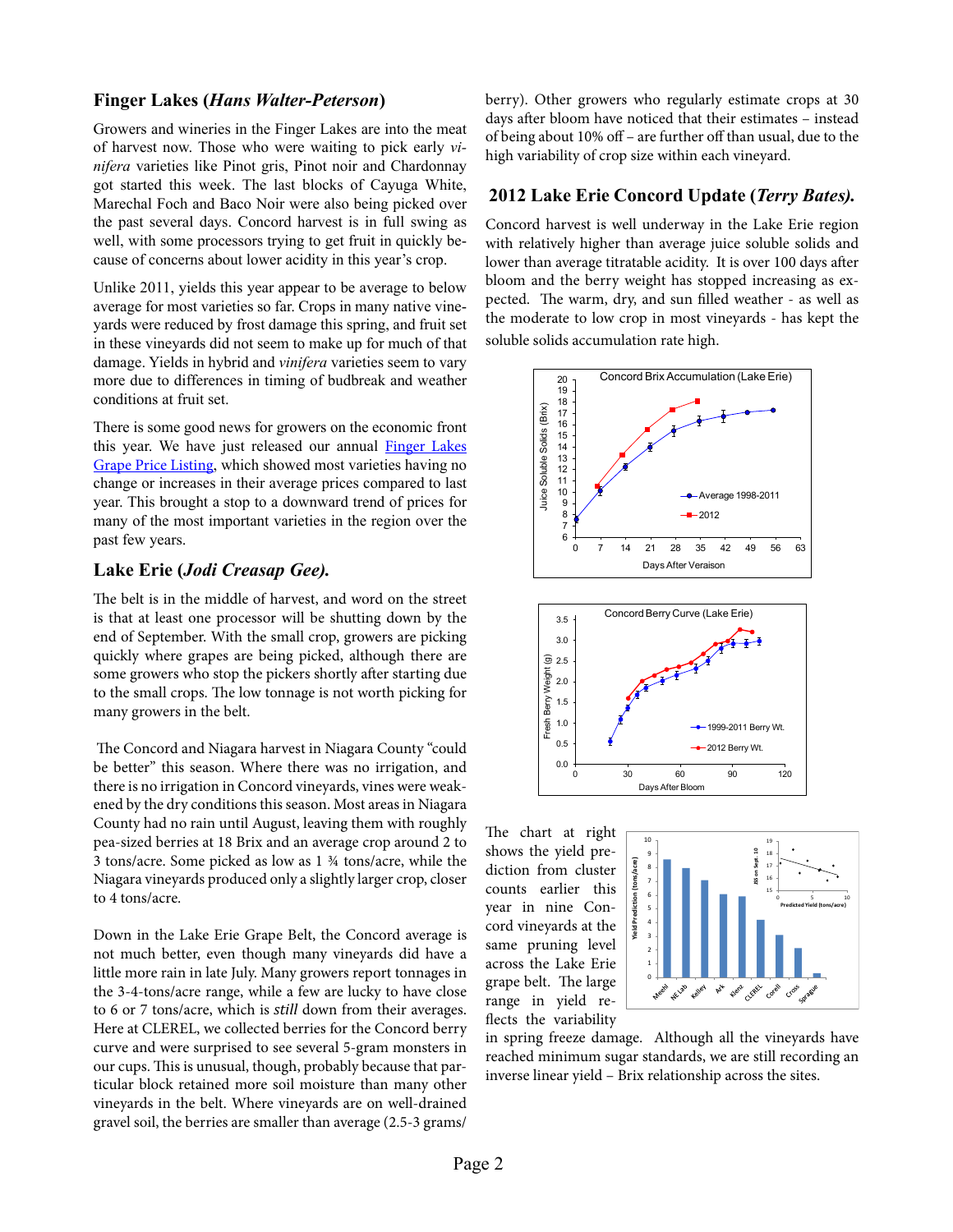## Finger Lakes (*Hans Walter-Peterson*)

Growers and wineries in the Finger Lakes are into the meat of harvest now. Those who were waiting to pick early *vinifera* varieties like Pinot gris, Pinot noir and Chardonnay got started this week. The last blocks of Cayuga White, Marechal Foch and Baco Noir were also being picked over the past several days. Concord harvest is in full swing as well, with some processors trying to get fruit in quickly because of concerns about lower acidity in this year's crop.

Unlike 2011, yields this year appear to be average to below average for most varieties so far. Crops in many native vineyards were reduced by frost damage this spring, and fruit set in these vineyards did not seem to make up for much of that damage. Yields in hybrid and *vinifera* varieties seem to vary more due to differences in timing of budbreak and weather conditions at fruit set.

There is some good news for growers on the economic front this year. We have just released our annual Finger Lakes Grape Price Listing, which showed most varieties having no change or increases in their average prices compared to last year. This brought a stop to a downward trend of prices for many of the most important varieties in the region over the past few years.

## Lake Erie (*Jodi Creasap Gee*).

The belt is in the middle of harvest, and word on the street is that at least one processor will be shutting down by the end of September. With the small crop, growers are picking quickly where grapes are being picked, although there are some growers who stop the pickers shortly after starting due to the small crops. The low tonnage is not worth picking for many growers in the belt.

The Concord and Niagara harvest in Niagara County "could be better" this season. Where there was no irrigation, and there is no irrigation in Concord vineyards, vines were weakened by the dry conditions this season. Most areas in Niagara County had no rain until August, leaving them with roughly pea-sized berries at 18 Brix and an average crop around 2 to 3 tons/acre. Some picked as low as 1 ¾ tons/acre, while the Niagara vineyards produced only a slightly larger crop, closer to 4 tons/acre.

Down in the Lake Erie Grape Belt, the Concord average is not much better, even though many vineyards did have a little more rain in late July. Many growers report tonnages in the 3-4-tons/acre range, while a few are lucky to have close to 6 or 7 tons/acre, which is *still* down from their averages. Here at CLEREL, we collected berries for the Concord berry curve and were surprised to see several 5-gram monsters in our cups. This is unusual, though, probably because that particular block retained more soil moisture than many other vineyards in the belt. Where vineyards are on well-drained gravel soil, the berries are smaller than average (2.5-3 grams/berry). Other growers who regularly estimate crops at 30 days after bloom have noticed that their estimates – instead of being about 10% off – are further off than usual, due to the high variability of crop size within each vineyard.

## 2012 Lake Erie Concord Update (*Terry Bates).*

Concord harvest is well underway in the Lake Erie region with relatively higher than average juice soluble solids and lower than average titratable acidity. It is over 100 days after bloom and the berry weight has stopped increasing as expected. The warm, dry, and sun filled weather - as well as the moderate to low crop in most vineyards - has kept the soluble solids accumulation rate high.

The chart at right shows the yield prediction from cluster counts earlier this year in nine Concord vineyards at the same pruning level across the Lake Erie grape belt. The large range in yield reflects the variability in spring freeze damage. Although all the vineyards have reached minimum sugar standards, we are still recording an inverse linear yield – Brix relationship across the sites.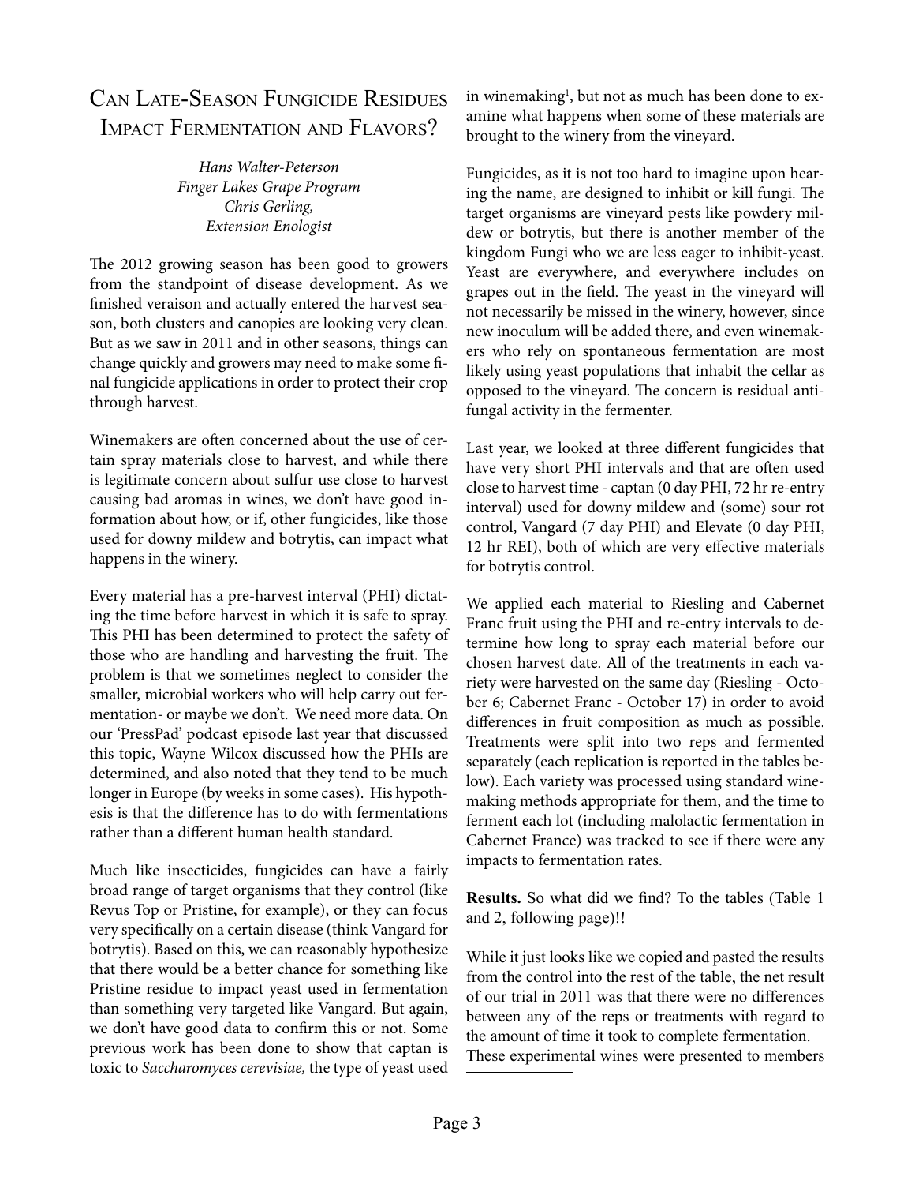# Can Late-Season Fungicide Residues Impact Fermentation and Flavors?

*Hans Walter-Peterson*
*Finger Lakes Grape Program*
*Chris Gerling,*
*Extension Enologist*

The 2012 growing season has been good to growers from the standpoint of disease development. As we finished veraison and actually entered the harvest season, both clusters and canopies are looking very clean. But as we saw in 2011 and in other seasons, things can change quickly and growers may need to make some final fungicide applications in order to protect their crop through harvest.

Winemakers are often concerned about the use of certain spray materials close to harvest, and while there is legitimate concern about sulfur use close to harvest causing bad aromas in wines, we don't have good information about how, or if, other fungicides, like those used for downy mildew and botrytis, can impact what happens in the winery.

Every material has a pre-harvest interval (PHI) dictating the time before harvest in which it is safe to spray. This PHI has been determined to protect the safety of those who are handling and harvesting the fruit. The problem is that we sometimes neglect to consider the smaller, microbial workers who will help carry out fermentation- or maybe we don't. We need more data. On our 'PressPad' podcast episode last year that discussed this topic, Wayne Wilcox discussed how the PHIs are determined, and also noted that they tend to be much longer in Europe (by weeks in some cases). His hypothesis is that the difference has to do with fermentations rather than a different human health standard.

Much like insecticides, fungicides can have a fairly broad range of target organisms that they control (like Revus Top or Pristine, for example), or they can focus very specifically on a certain disease (think Vangard for botrytis). Based on this, we can reasonably hypothesize that there would be a better chance for something like Pristine residue to impact yeast used in fermentation than something very targeted like Vangard. But again, we don't have good data to confirm this or not. Some previous work has been done to show that captan is toxic to *Saccharomyces cerevisiae,* the type of yeast used in winemaking[1], but not as much has been done to examine what happens when some of these materials are brought to the winery from the vineyard.

Fungicides, as it is not too hard to imagine upon hearing the name, are designed to inhibit or kill fungi. The target organisms are vineyard pests like powdery mildew or botrytis, but there is another member of the kingdom Fungi who we are less eager to inhibit-yeast. Yeast are everywhere, and everywhere includes on grapes out in the field. The yeast in the vineyard will not necessarily be missed in the winery, however, since new inoculum will be added there, and even winemakers who rely on spontaneous fermentation are most likely using yeast populations that inhabit the cellar as opposed to the vineyard. The concern is residual antifungal activity in the fermenter.

Last year, we looked at three different fungicides that have very short PHI intervals and that are often used close to harvest time - captan (0 day PHI, 72 hr re-entry interval) used for downy mildew and (some) sour rot control, Vangard (7 day PHI) and Elevate (0 day PHI, 12 hr REI), both of which are very effective materials for botrytis control.

We applied each material to Riesling and Cabernet Franc fruit using the PHI and re-entry intervals to determine how long to spray each material before our chosen harvest date. All of the treatments in each variety were harvested on the same day (Riesling - October 6; Cabernet Franc - October 17) in order to avoid differences in fruit composition as much as possible. Treatments were split into two reps and fermented separately (each replication is reported in the tables below). Each variety was processed using standard winemaking methods appropriate for them, and the time to ferment each lot (including malolactic fermentation in Cabernet France) was tracked to see if there were any impacts to fermentation rates.

**Results.** So what did we find? To the tables (Table 1 and 2, following page)!!

While it just looks like we copied and pasted the results from the control into the rest of the table, the net result of our trial in 2011 was that there were no differences between any of the reps or treatments with regard to the amount of time it took to complete fermentation. These experimental wines were presented to members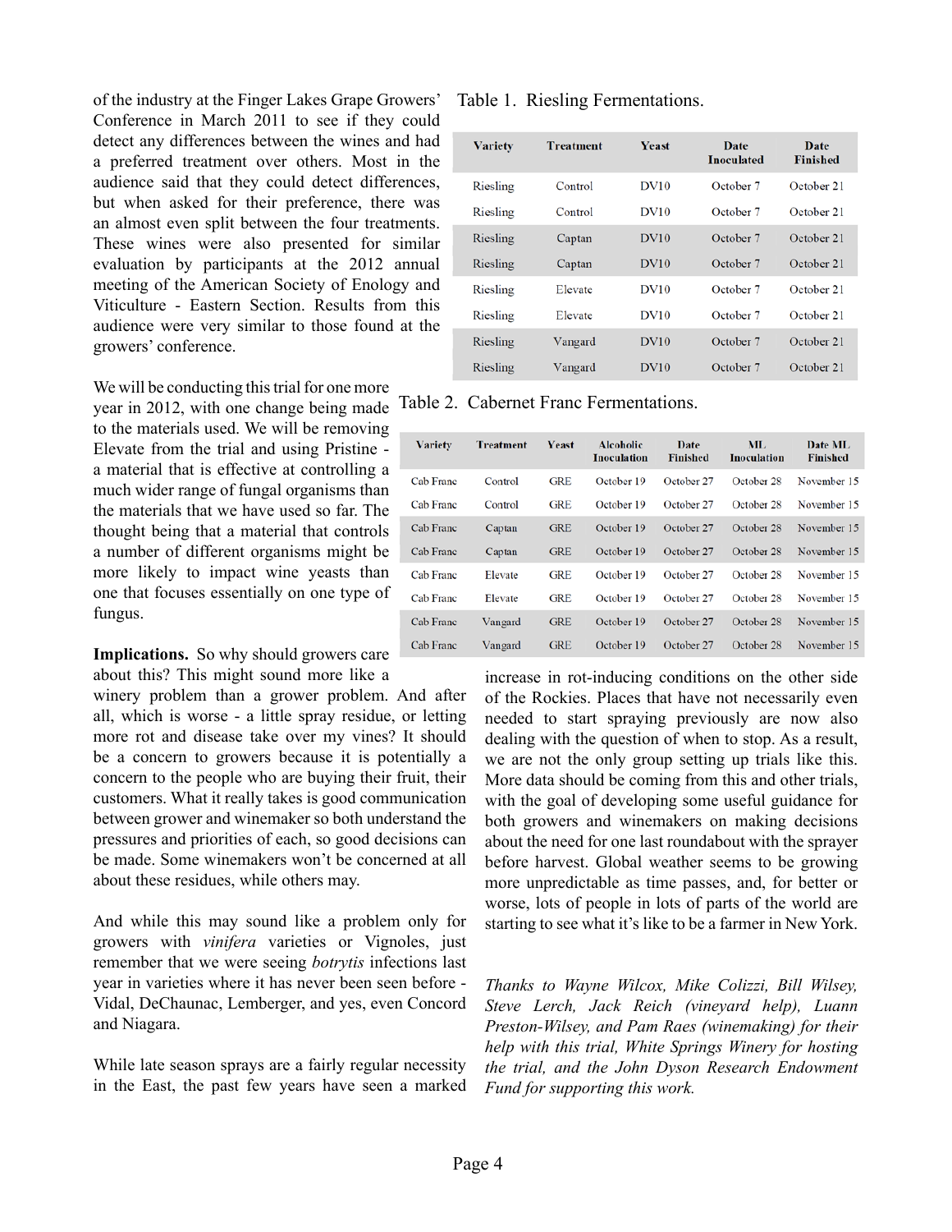of the industry at the Finger Lakes Grape Growers' Conference in March 2011 to see if they could detect any differences between the wines and had a preferred treatment over others. Most in the audience said that they could detect differences, but when asked for their preference, there was an almost even split between the four treatments. These wines were also presented for similar evaluation by participants at the 2012 annual meeting of the American Society of Enology and Viticulture - Eastern Section. Results from this audience were very similar to those found at the growers' conference.

We will be conducting this trial for one more year in 2012, with one change being made to the materials used. We will be removing Elevate from the trial and using Pristine - a material that is effective at controlling a much wider range of fungal organisms than the materials that we have used so far. The thought being that a material that controls a number of different organisms might be more likely to impact wine yeasts than one that focuses essentially on one type of fungus.

Table 1. Riesling Fermentations.

| Variety | Treatment | Yeast | Date Inoculated | Date Finished |
|---|---|---|---|---|
| Riesling | Control | DV10 | October 7 | October 21 |
| Riesling | Control | DV10 | October 7 | October 21 |
| Riesling | Captan | DV10 | October 7 | October 21 |
| Riesling | Captan | DV10 | October 7 | October 21 |
| Riesling | Elevate | DV10 | October 7 | October 21 |
| Riesling | Elevate | DV10 | October 7 | October 21 |
| Riesling | Vangard | DV10 | October 7 | October 21 |
| Riesling | Vangard | DV10 | October 7 | October 21 |

Table 2. Cabernet Franc Fermentations.

| Variety | Treatment | Yeast | Alcoholic Inoculation | Date Finished | ML Inoculation | Date ML Finished |
|---|---|---|---|---|---|---|
| Cab Franc | Control | GRE | October 19 | October 27 | October 28 | November 15 |
| Cab Franc | Control | GRE | October 19 | October 27 | October 28 | November 15 |
| Cab Franc | Captan | GRE | October 19 | October 27 | October 28 | November 15 |
| Cab Franc | Captan | GRE | October 19 | October 27 | October 28 | November 15 |
| Cab Franc | Elevate | GRE | October 19 | October 27 | October 28 | November 15 |
| Cab Franc | Elevate | GRE | October 19 | October 27 | October 28 | November 15 |
| Cab Franc | Vangard | GRE | October 19 | October 27 | October 28 | November 15 |
| Cab Franc | Vangard | GRE | October 19 | October 27 | October 28 | November 15 |

**Implications.** So why should growers care about this? This might sound more like a winery problem than a grower problem. And after all, which is worse - a little spray residue, or letting more rot and disease take over my vines? It should be a concern to growers because it is potentially a concern to the people who are buying their fruit, their customers. What it really takes is good communication between grower and winemaker so both understand the pressures and priorities of each, so good decisions can be made. Some winemakers won't be concerned at all about these residues, while others may.

And while this may sound like a problem only for growers with *vinifera* varieties or Vignoles, just remember that we were seeing *botrytis* infections last year in varieties where it has never been seen before - Vidal, DeChaunac, Lemberger, and yes, even Concord and Niagara.

While late season sprays are a fairly regular necessity in the East, the past few years have seen a marked increase in rot-inducing conditions on the other side of the Rockies. Places that have not necessarily even needed to start spraying previously are now also dealing with the question of when to stop. As a result, we are not the only group setting up trials like this. More data should be coming from this and other trials, with the goal of developing some useful guidance for both growers and winemakers on making decisions about the need for one last roundabout with the sprayer before harvest. Global weather seems to be growing more unpredictable as time passes, and, for better or worse, lots of people in lots of parts of the world are starting to see what it's like to be a farmer in New York.

*Thanks to Wayne Wilcox, Mike Colizzi, Bill Wilsey, Steve Lerch, Jack Reich (vineyard help), Luann Preston-Wilsey, and Pam Raes (winemaking) for their help with this trial, White Springs Winery for hosting the trial, and the John Dyson Research Endowment Fund for supporting this work.*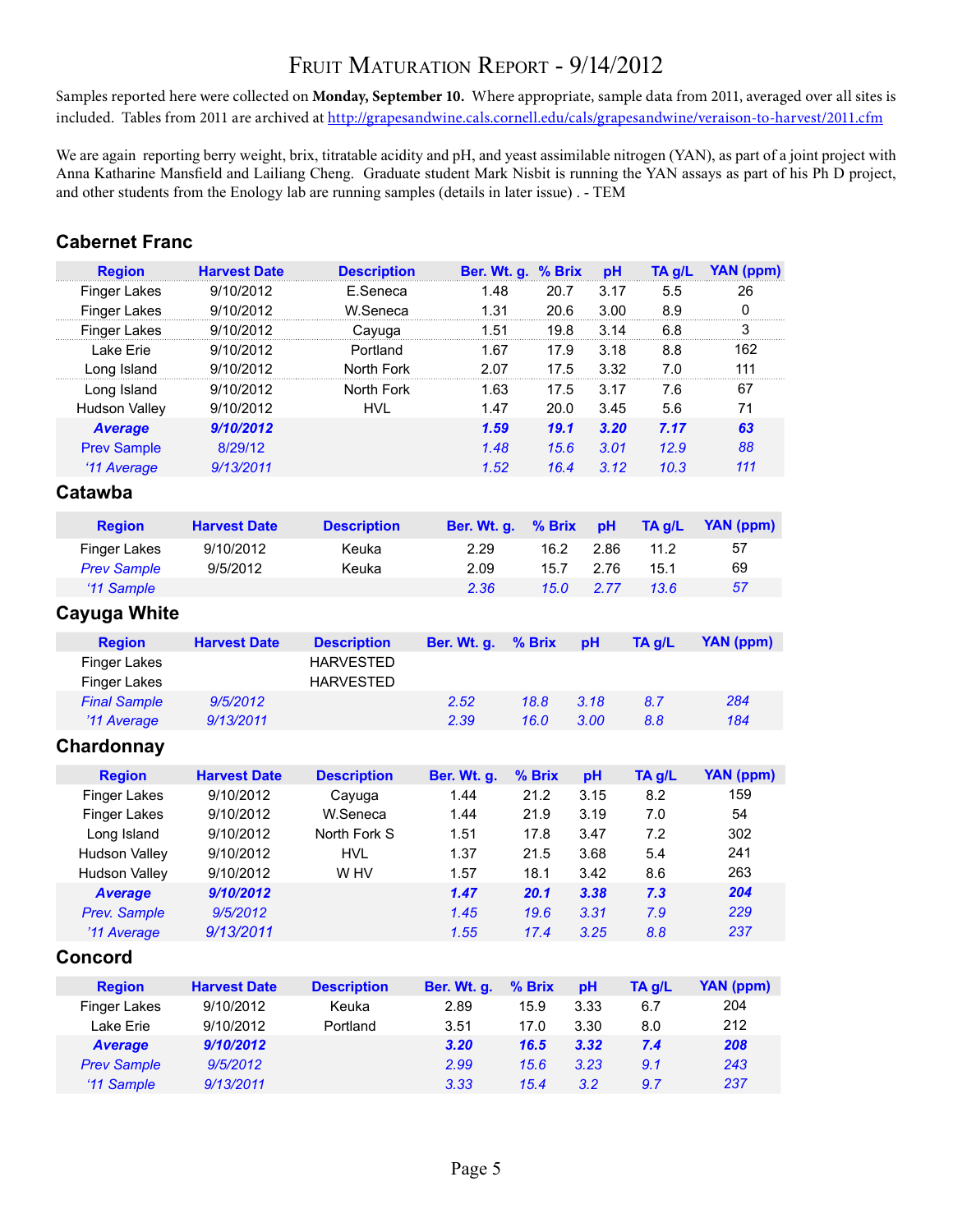# Fruit Maturation Report - 9/14/2012

Samples reported here were collected on **Monday, September 10.** Where appropriate, sample data from 2011, averaged over all sites is included. Tables from 2011 are archived at http://grapesandwine.cals.cornell.edu/cals/grapesandwine/veraison-to-harvest/2011.cfm

We are again reporting berry weight, brix, titratable acidity and pH, and yeast assimilable nitrogen (YAN), as part of a joint project with Anna Katharine Mansfield and Lailiang Cheng. Graduate student Mark Nisbit is running the YAN assays as part of his Ph D project, and other students from the Enology lab are running samples (details in later issue) . - TEM

## Cabernet Franc

| Region | Harvest Date | Description | Ber. Wt. g. | % Brix | pH | TA g/L | YAN (ppm) |
|---|---|---|---|---|---|---|---|
| Finger Lakes | 9/10/2012 | E.Seneca | 1.48 | 20.7 | 3.17 | 5.5 | 26 |
| Finger Lakes | 9/10/2012 | W.Seneca | 1.31 | 20.6 | 3.00 | 8.9 | 0 |
| Finger Lakes | 9/10/2012 | Cayuga | 1.51 | 19.8 | 3.14 | 6.8 | 3 |
| Lake Erie | 9/10/2012 | Portland | 1.67 | 17.9 | 3.18 | 8.8 | 162 |
| Long Island | 9/10/2012 | North Fork | 2.07 | 17.5 | 3.32 | 7.0 | 111 |
| Long Island | 9/10/2012 | North Fork | 1.63 | 17.5 | 3.17 | 7.6 | 67 |
| Hudson Valley | 9/10/2012 | HVL | 1.47 | 20.0 | 3.45 | 5.6 | 71 |
| ***Average*** | ***9/10/2012*** | | ***1.59*** | ***19.1*** | ***3.20*** | ***7.17*** | ***63*** |
| *Prev Sample* | *8/29/12* | | *1.48* | *15.6* | *3.01* | *12.9* | *88* |
| *'11 Average* | *9/13/2011* | | *1.52* | *16.4* | *3.12* | *10.3* | *111* |

## Catawba

| Region | Harvest Date | Description | Ber. Wt. g. | % Brix | pH | TA g/L | YAN (ppm) |
|---|---|---|---|---|---|---|---|
| Finger Lakes | 9/10/2012 | Keuka | 2.29 | 16.2 | 2.86 | 11.2 | 57 |
| *Prev Sample* | 9/5/2012 | Keuka | 2.09 | 15.7 | 2.76 | 15.1 | 69 |
| *'11 Sample* | | | *2.36* | *15.0* | *2.77* | *13.6* | *57* |

## Cayuga White

| Region | Harvest Date | Description | Ber. Wt. g. | % Brix | pH | TA g/L | YAN (ppm) |
|---|---|---|---|---|---|---|---|
| Finger Lakes | | HARVESTED | | | | | |
| Finger Lakes | | HARVESTED | | | | | |
| *Final Sample* | *9/5/2012* | | *2.52* | *18.8* | *3.18* | *8.7* | *284* |
| *'11 Average* | *9/13/2011* | | *2.39* | *16.0* | *3.00* | *8.8* | *184* |

## Chardonnay

| Region | Harvest Date | Description | Ber. Wt. g. | % Brix | pH | TA g/L | YAN (ppm) |
|---|---|---|---|---|---|---|---|
| Finger Lakes | 9/10/2012 | Cayuga | 1.44 | 21.2 | 3.15 | 8.2 | 159 |
| Finger Lakes | 9/10/2012 | W.Seneca | 1.44 | 21.9 | 3.19 | 7.0 | 54 |
| Long Island | 9/10/2012 | North Fork S | 1.51 | 17.8 | 3.47 | 7.2 | 302 |
| Hudson Valley | 9/10/2012 | HVL | 1.37 | 21.5 | 3.68 | 5.4 | 241 |
| Hudson Valley | 9/10/2012 | W HV | 1.57 | 18.1 | 3.42 | 8.6 | 263 |
| ***Average*** | ***9/10/2012*** | | ***1.47*** | ***20.1*** | ***3.38*** | ***7.3*** | ***204*** |
| *Prev. Sample* | *9/5/2012* | | *1.45* | *19.6* | *3.31* | *7.9* | *229* |
| *'11 Average* | *9/13/2011* | | *1.55* | *17.4* | *3.25* | *8.8* | *237* |

## Concord

| Region | Harvest Date | Description | Ber. Wt. g. | % Brix | pH | TA g/L | YAN (ppm) |
|---|---|---|---|---|---|---|---|
| Finger Lakes | 9/10/2012 | Keuka | 2.89 | 15.9 | 3.33 | 6.7 | 204 |
| Lake Erie | 9/10/2012 | Portland | 3.51 | 17.0 | 3.30 | 8.0 | 212 |
| ***Average*** | ***9/10/2012*** | | ***3.20*** | ***16.5*** | ***3.32*** | ***7.4*** | ***208*** |
| *Prev Sample* | *9/5/2012* | | *2.99* | *15.6* | *3.23* | *9.1* | *243* |
| *'11 Sample* | *9/13/2011* | | *3.33* | *15.4* | *3.2* | *9.7* | *237* |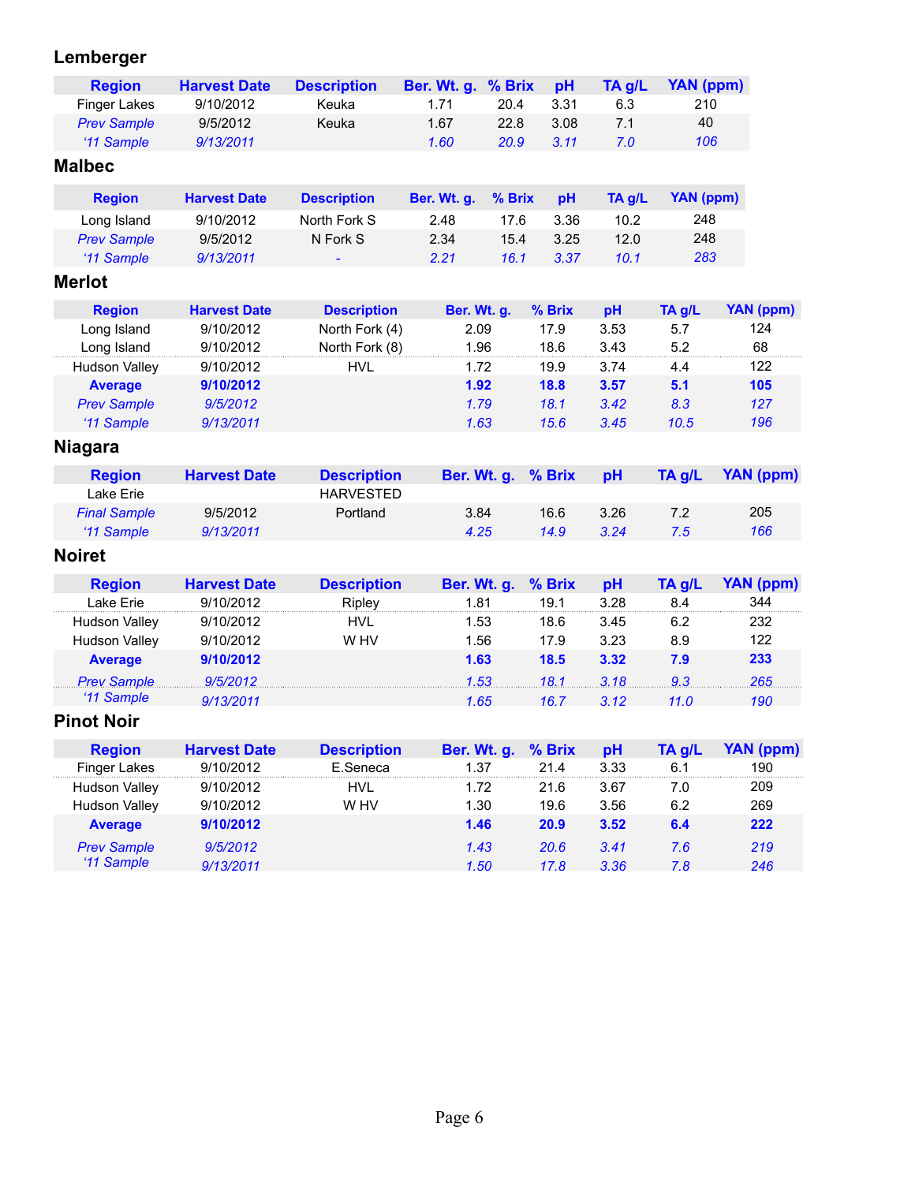## Lemberger

| Region | Harvest Date | Description | Ber. Wt. g. | % Brix | pH | TA g/L | YAN (ppm) |
|---|---|---|---|---|---|---|---|
| Finger Lakes | 9/10/2012 | Keuka | 1.71 | 20.4 | 3.31 | 6.3 | 210 |
| *Prev Sample* | 9/5/2012 | Keuka | 1.67 | 22.8 | 3.08 | 7.1 | 40 |
| *'11 Sample* | *9/13/2011* | | *1.60* | *20.9* | *3.11* | *7.0* | *106* |

## Malbec

| Region | Harvest Date | Description | Ber. Wt. g. | % Brix | pH | TA g/L | YAN (ppm) |
|---|---|---|---|---|---|---|---|
| Long Island | 9/10/2012 | North Fork S | 2.48 | 17.6 | 3.36 | 10.2 | 248 |
| *Prev Sample* | 9/5/2012 | N Fork S | 2.34 | 15.4 | 3.25 | 12.0 | 248 |
| *'11 Sample* | *9/13/2011* | *-* | *2.21* | *16.1* | *3.37* | *10.1* | *283* |

## Merlot

| Region | Harvest Date | Description | Ber. Wt. g. | % Brix | pH | TA g/L | YAN (ppm) |
|---|---|---|---|---|---|---|---|
| Long Island | 9/10/2012 | North Fork (4) | 2.09 | 17.9 | 3.53 | 5.7 | 124 |
| Long Island | 9/10/2012 | North Fork (8) | 1.96 | 18.6 | 3.43 | 5.2 | 68 |
| Hudson Valley | 9/10/2012 | HVL | 1.72 | 19.9 | 3.74 | 4.4 | 122 |
| **Average** | **9/10/2012** | | **1.92** | **18.8** | **3.57** | **5.1** | **105** |
| *Prev Sample* | *9/5/2012* | | *1.79* | *18.1* | *3.42* | *8.3* | *127* |
| *'11 Sample* | *9/13/2011* | | *1.63* | *15.6* | *3.45* | *10.5* | *196* |

## Niagara

| Region | Harvest Date | Description | Ber. Wt. g. | % Brix | pH | TA g/L | YAN (ppm) |
|---|---|---|---|---|---|---|---|
| Lake Erie | | HARVESTED | | | | | |
| *Final Sample* | 9/5/2012 | Portland | 3.84 | 16.6 | 3.26 | 7.2 | 205 |
| *'11 Sample* | *9/13/2011* | | *4.25* | *14.9* | *3.24* | *7.5* | *166* |

## Noiret

| Region | Harvest Date | Description | Ber. Wt. g. | % Brix | pH | TA g/L | YAN (ppm) |
|---|---|---|---|---|---|---|---|
| Lake Erie | 9/10/2012 | Ripley | 1.81 | 19.1 | 3.28 | 8.4 | 344 |
| Hudson Valley | 9/10/2012 | HVL | 1.53 | 18.6 | 3.45 | 6.2 | 232 |
| Hudson Valley | 9/10/2012 | W HV | 1.56 | 17.9 | 3.23 | 8.9 | 122 |
| **Average** | **9/10/2012** | | **1.63** | **18.5** | **3.32** | **7.9** | **233** |
| *Prev Sample* | *9/5/2012* | | *1.53* | *18.1* | *3.18* | *9.3* | *265* |
| *'11 Sample* | *9/13/2011* | | *1.65* | *16.7* | *3.12* | *11.0* | *190* |

## Pinot Noir

| Region | Harvest Date | Description | Ber. Wt. g. | % Brix | pH | TA g/L | YAN (ppm) |
|---|---|---|---|---|---|---|---|
| Finger Lakes | 9/10/2012 | E.Seneca | 1.37 | 21.4 | 3.33 | 6.1 | 190 |
| Hudson Valley | 9/10/2012 | HVL | 1.72 | 21.6 | 3.67 | 7.0 | 209 |
| Hudson Valley | 9/10/2012 | W HV | 1.30 | 19.6 | 3.56 | 6.2 | 269 |
| **Average** | **9/10/2012** | | **1.46** | **20.9** | **3.52** | **6.4** | **222** |
| *Prev Sample* | *9/5/2012* | | *1.43* | *20.6* | *3.41* | *7.6* | *219* |
| *'11 Sample* | *9/13/2011* | | *1.50* | *17.8* | *3.36* | *7.8* | *246* |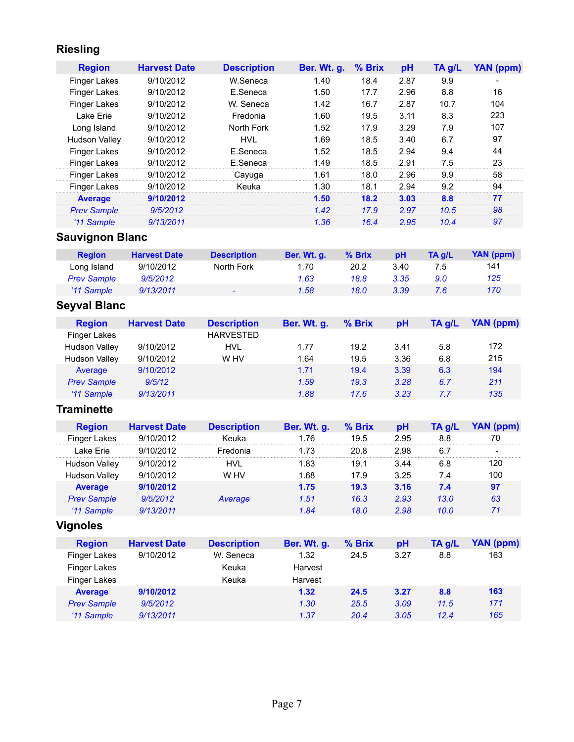## Riesling

| Region | Harvest Date | Description | Ber. Wt. g. | % Brix | pH | TA g/L | YAN (ppm) |
|---|---|---|---|---|---|---|---|
| Finger Lakes | 9/10/2012 | W.Seneca | 1.40 | 18.4 | 2.87 | 9.9 | - |
| Finger Lakes | 9/10/2012 | E.Seneca | 1.50 | 17.7 | 2.96 | 8.8 | 16 |
| Finger Lakes | 9/10/2012 | W. Seneca | 1.42 | 16.7 | 2.87 | 10.7 | 104 |
| Lake Erie | 9/10/2012 | Fredonia | 1.60 | 19.5 | 3.11 | 8.3 | 223 |
| Long Island | 9/10/2012 | North Fork | 1.52 | 17.9 | 3.29 | 7.9 | 107 |
| Hudson Valley | 9/10/2012 | HVL | 1.69 | 18.5 | 3.40 | 6.7 | 97 |
| Finger Lakes | 9/10/2012 | E.Seneca | 1.52 | 18.5 | 2.94 | 9.4 | 44 |
| Finger Lakes | 9/10/2012 | E.Seneca | 1.49 | 18.5 | 2.91 | 7.5 | 23 |
| Finger Lakes | 9/10/2012 | Cayuga | 1.61 | 18.0 | 2.96 | 9.9 | 58 |
| Finger Lakes | 9/10/2012 | Keuka | 1.30 | 18.1 | 2.94 | 9.2 | 94 |
| **Average** | **9/10/2012** | | **1.50** | **18.2** | **3.03** | **8.8** | **77** |
| *Prev Sample* | *9/5/2012* | | *1.42* | *17.9* | *2.97* | *10.5* | *98* |
| *'11 Sample* | *9/13/2011* | | *1.36* | *16.4* | *2.95* | *10.4* | *97* |

## Sauvignon Blanc

| Region | Harvest Date | Description | Ber. Wt. g. | % Brix | pH | TA g/L | YAN (ppm) |
|---|---|---|---|---|---|---|---|
| Long Island | 9/10/2012 | North Fork | 1.70 | 20.2 | 3.40 | 7.5 | 141 |
| *Prev Sample* | *9/5/2012* | | *1.63* | *18.8* | *3.35* | *9.0* | *125* |
| *'11 Sample* | *9/13/2011* | - | *1.58* | *18.0* | *3.39* | *7.6* | *170* |

## Seyval Blanc

| Region | Harvest Date | Description | Ber. Wt. g. | % Brix | pH | TA g/L | YAN (ppm) |
|---|---|---|---|---|---|---|---|
| Finger Lakes | | HARVESTED | | | | | |
| Hudson Valley | 9/10/2012 | HVL | 1.77 | 19.2 | 3.41 | 5.8 | 172 |
| Hudson Valley | 9/10/2012 | W HV | 1.64 | 19.5 | 3.36 | 6.8 | 215 |
| Average | 9/10/2012 | | 1.71 | 19.4 | 3.39 | 6.3 | 194 |
| *Prev Sample* | *9/5/12* | | *1.59* | *19.3* | *3.28* | *6.7* | *211* |
| *'11 Sample* | *9/13/2011* | | *1.88* | *17.6* | *3.23* | *7.7* | *135* |

## Traminette

| Region | Harvest Date | Description | Ber. Wt. g. | % Brix | pH | TA g/L | YAN (ppm) |
|---|---|---|---|---|---|---|---|
| Finger Lakes | 9/10/2012 | Keuka | 1.76 | 19.5 | 2.95 | 8.8 | 70 |
| Lake Erie | 9/10/2012 | Fredonia | 1.73 | 20.8 | 2.98 | 6.7 | - |
| Hudson Valley | 9/10/2012 | HVL | 1.83 | 19.1 | 3.44 | 6.8 | 120 |
| Hudson Valley | 9/10/2012 | W HV | 1.68 | 17.9 | 3.25 | 7.4 | 100 |
| **Average** | **9/10/2012** | | **1.75** | **19.3** | **3.16** | **7.4** | **97** |
| *Prev Sample* | *9/5/2012* | *Average* | *1.51* | *16.3* | *2.93* | *13.0* | *63* |
| *'11 Sample* | *9/13/2011* | | *1.84* | *18.0* | *2.98* | *10.0* | *71* |

## Vignoles

| Region | Harvest Date | Description | Ber. Wt. g. | % Brix | pH | TA g/L | YAN (ppm) |
|---|---|---|---|---|---|---|---|
| Finger Lakes | 9/10/2012 | W. Seneca | 1.32 | 24.5 | 3.27 | 8.8 | 163 |
| Finger Lakes | | Keuka | Harvest | | | | |
| Finger Lakes | | Keuka | Harvest | | | | |
| **Average** | **9/10/2012** | | **1.32** | **24.5** | **3.27** | **8.8** | **163** |
| *Prev Sample* | *9/5/2012* | | *1.30* | *25.5* | *3.09* | *11.5* | *171* |
| *'11 Sample* | *9/13/2011* | | *1.37* | *20.4* | *3.05* | *12.4* | *165* |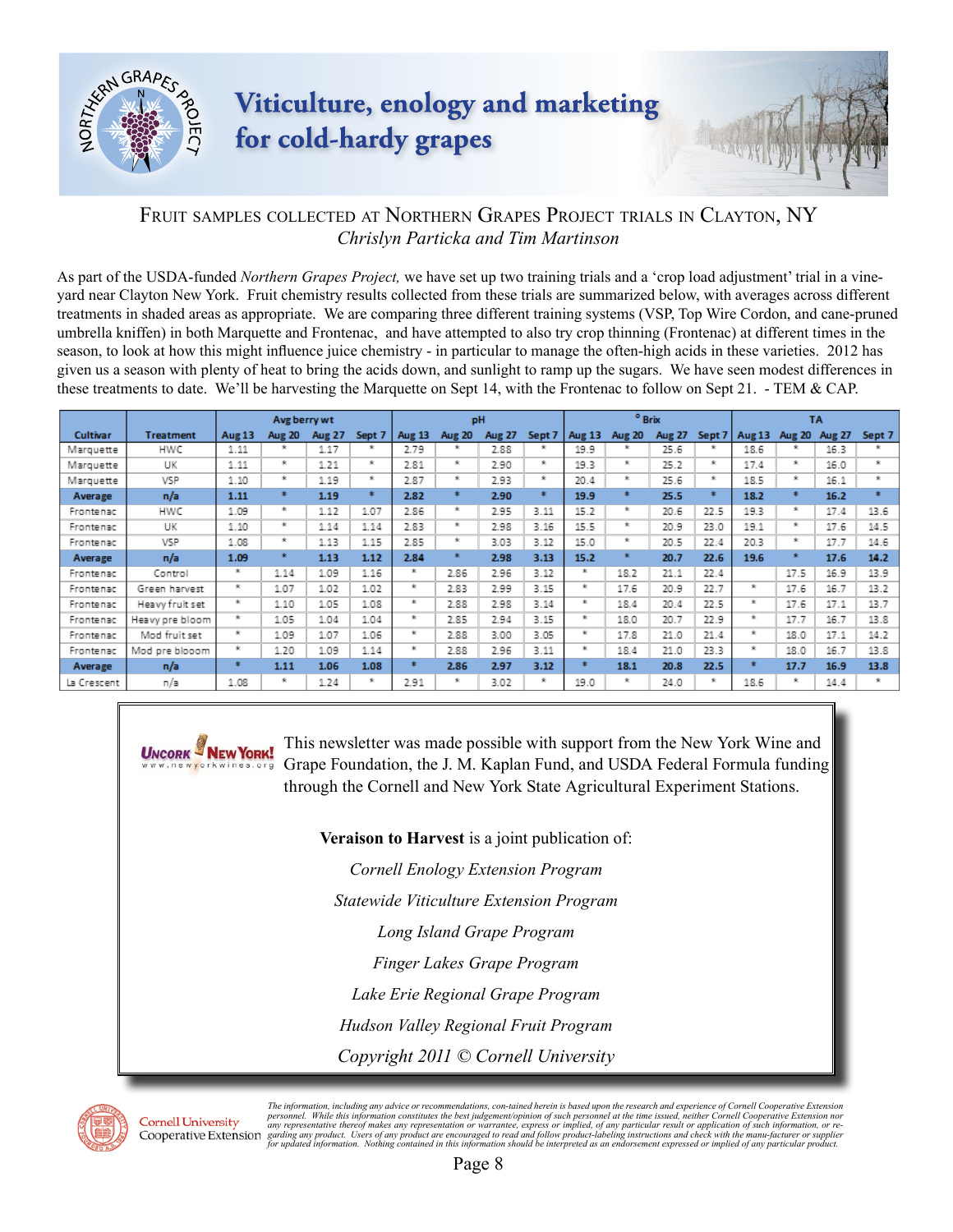# Viticulture, enology and marketing for cold-hardy grapes

## Fruit samples collected at Northern Grapes Project trials in Clayton, NY

*Chrislyn Particka and Tim Martinson*

As part of the USDA-funded *Northern Grapes Project,* we have set up two training trials and a 'crop load adjustment' trial in a vineyard near Clayton New York. Fruit chemistry results collected from these trials are summarized below, with averages across different treatments in shaded areas as appropriate. We are comparing three different training systems (VSP, Top Wire Cordon, and cane-pruned umbrella kniffen) in both Marquette and Frontenac, and have attempted to also try crop thinning (Frontenac) at different times in the season, to look at how this might influence juice chemistry - in particular to manage the often-high acids in these varieties. 2012 has given us a season with plenty of heat to bring the acids down, and sunlight to ramp up the sugars. We have seen modest differences in these treatments to date. We'll be harvesting the Marquette on Sept 14, with the Frontenac to follow on Sept 21. - TEM & CAP.

| | | Avg berry wt | | | | pH | | | | ° Brix | | | | TA | | | |
|---|---|---|---|---|---|---|---|---|---|---|---|---|---|---|---|---|---|
| **Cultivar** | **Treatment** | **Aug 13** | **Aug 20** | **Aug 27** | **Sept 7** | **Aug 13** | **Aug 20** | **Aug 27** | **Sept 7** | **Aug 13** | **Aug 20** | **Aug 27** | **Sept 7** | **Aug 13** | **Aug 20** | **Aug 27** | **Sept 7** |
| Marquette | HWC | 1.11 | * | 1.17 | * | 2.79 | * | 2.88 | * | 19.9 | * | 25.6 | * | 18.6 | * | 16.3 | * |
| Marquette | UK | 1.11 | * | 1.21 | * | 2.81 | * | 2.90 | * | 19.3 | * | 25.2 | * | 17.4 | * | 16.0 | * |
| Marquette | VSP | 1.10 | * | 1.19 | * | 2.87 | * | 2.93 | * | 20.4 | * | 25.6 | * | 18.5 | * | 16.1 | * |
| **Average** | **n/a** | **1.11** | * | **1.19** | * | **2.82** | * | **2.90** | * | **19.9** | * | **25.5** | * | **18.2** | * | **16.2** | * |
| Frontenac | HWC | 1.09 | * | 1.12 | 1.07 | 2.86 | * | 2.95 | 3.11 | 15.2 | * | 20.6 | 22.5 | 19.3 | * | 17.4 | 13.6 |
| Frontenac | UK | 1.10 | * | 1.14 | 1.14 | 2.83 | * | 2.98 | 3.16 | 15.5 | * | 20.9 | 23.0 | 19.1 | * | 17.6 | 14.5 |
| Frontenac | VSP | 1.08 | * | 1.13 | 1.15 | 2.85 | * | 3.03 | 3.12 | 15.0 | * | 20.5 | 22.4 | 20.3 | * | 17.7 | 14.6 |
| **Average** | **n/a** | **1.09** | * | **1.13** | **1.12** | **2.84** | * | **2.98** | **3.13** | **15.2** | * | **20.7** | **22.6** | **19.6** | * | **17.6** | **14.2** |
| Frontenac | Control | * | 1.14 | 1.09 | 1.16 | * | 2.86 | 2.96 | 3.12 | * | 18.2 | 21.1 | 22.4 | | 17.5 | 16.9 | 13.9 |
| Frontenac | Green harvest | * | 1.07 | 1.02 | 1.02 | * | 2.83 | 2.99 | 3.15 | * | 17.6 | 20.9 | 22.7 | * | 17.6 | 16.7 | 13.2 |
| Frontenac | Heavy fruit set | * | 1.10 | 1.05 | 1.08 | * | 2.88 | 2.98 | 3.14 | * | 18.4 | 20.4 | 22.5 | * | 17.6 | 17.1 | 13.7 |
| Frontenac | Heavy pre bloom | * | 1.05 | 1.04 | 1.04 | * | 2.85 | 2.94 | 3.15 | * | 18.0 | 20.7 | 22.9 | * | 17.7 | 16.7 | 13.8 |
| Frontenac | Mod fruit set | * | 1.09 | 1.07 | 1.06 | * | 2.88 | 3.00 | 3.05 | * | 17.8 | 21.0 | 21.4 | * | 18.0 | 17.1 | 14.2 |
| Frontenac | Mod pre blooom | * | 1.20 | 1.09 | 1.14 | * | 2.88 | 2.96 | 3.11 | * | 18.4 | 21.0 | 23.3 | * | 18.0 | 16.7 | 13.8 |
| **Average** | **n/a** | * | **1.11** | **1.06** | **1.08** | * | **2.86** | **2.97** | **3.12** | * | **18.1** | **20.8** | **22.5** | * | **17.7** | **16.9** | **13.8** |
| La Crescent | n/a | 1.08 | * | 1.24 | * | 2.91 | * | 3.02 | * | 19.0 | * | 24.0 | * | 18.6 | * | 14.4 | * |

This newsletter was made possible with support from the New York Wine and Grape Foundation, the J. M. Kaplan Fund, and USDA Federal Formula funding through the Cornell and New York State Agricultural Experiment Stations.

**Veraison to Harvest** is a joint publication of:

*Cornell Enology Extension Program*

*Statewide Viticulture Extension Program*

*Long Island Grape Program*

*Finger Lakes Grape Program*

*Lake Erie Regional Grape Program*

*Hudson Valley Regional Fruit Program*

*Copyright 2011 © Cornell University*

Cornell University Cooperative Extension

*The information, including any advice or recommendations, con-tained herein is based upon the research and experience of Cornell Cooperative Extension personnel. While this information constitutes the best judgement/opinion of such personnel at the time issued, neither Cornell Cooperative Extension nor any representative thereof makes any representation or warrantee, express or implied, of any particular result or application of such information, or re-garding any product. Users of any product are encouraged to read and follow product-labeling instructions and check with the manu-facturer or supplier for updated information. Nothing contained in this information should be interpreted as an endorsement expressed or implied of any particular product.*